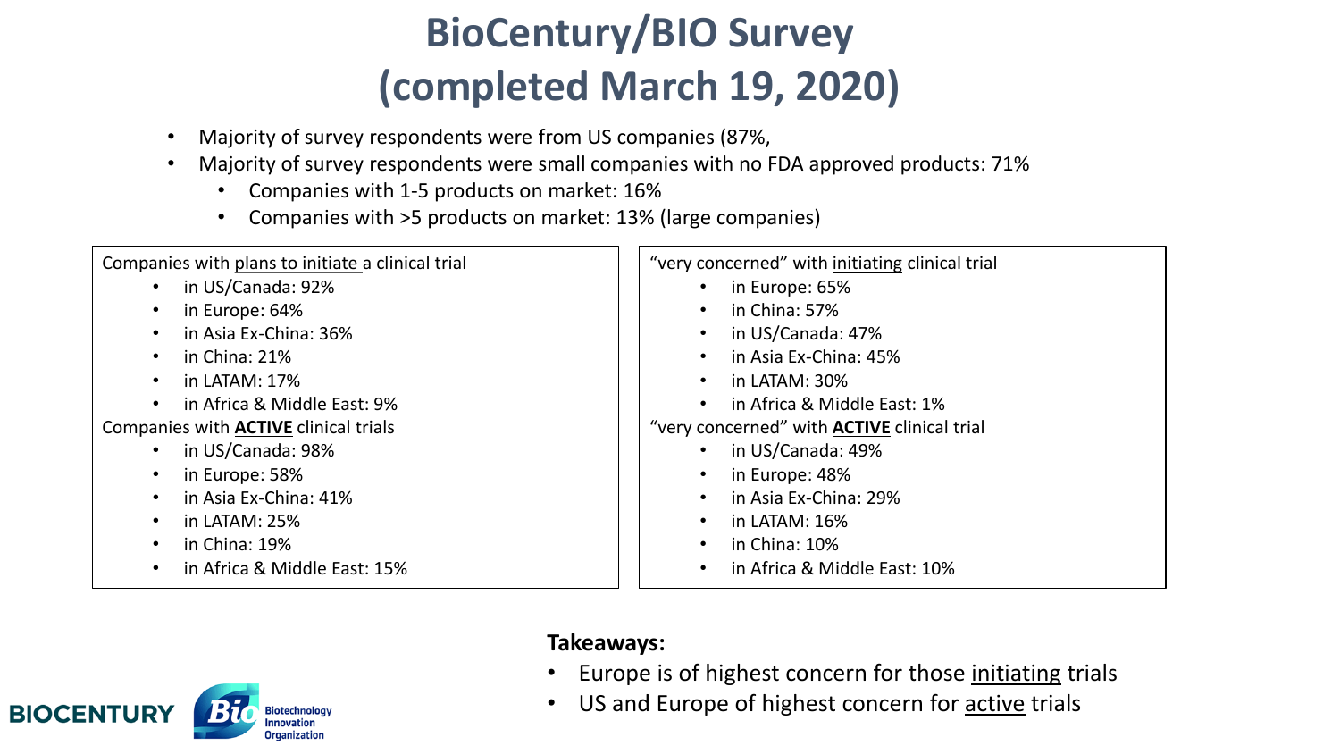# BioCentury/BIO Survey (completed March 19, 2020)

- Majority of survey respondents were from US companies (87%,
- Majority of survey respondents were small companies with no FDA approved products: 71%
  - Companies with 1-5 products on market: 16%
  - Companies with >5 products on market: 13% (large companies)

Companies with plans to initiate a clinical trial
- in US/Canada: 92%
- in Europe: 64%
- in Asia Ex-China: 36%
- in China: 21%
- in LATAM: 17%
- in Africa & Middle East: 9%

Companies with **ACTIVE** clinical trials
- in US/Canada: 98%
- in Europe: 58%
- in Asia Ex-China: 41%
- in LATAM: 25%
- in China: 19%
- in Africa & Middle East: 15%

"very concerned" with initiating clinical trial
- in Europe: 65%
- in China: 57%
- in US/Canada: 47%
- in Asia Ex-China: 45%
- in LATAM: 30%
- in Africa & Middle East: 1%

"very concerned" with **ACTIVE** clinical trial
- in US/Canada: 49%
- in Europe: 48%
- in Asia Ex-China: 29%
- in LATAM: 16%
- in China: 10%
- in Africa & Middle East: 10%

**Takeaways:**
- Europe is of highest concern for those initiating trials
- US and Europe of highest concern for active trials

BIOCENTURY Bio Biotechnology Innovation Organization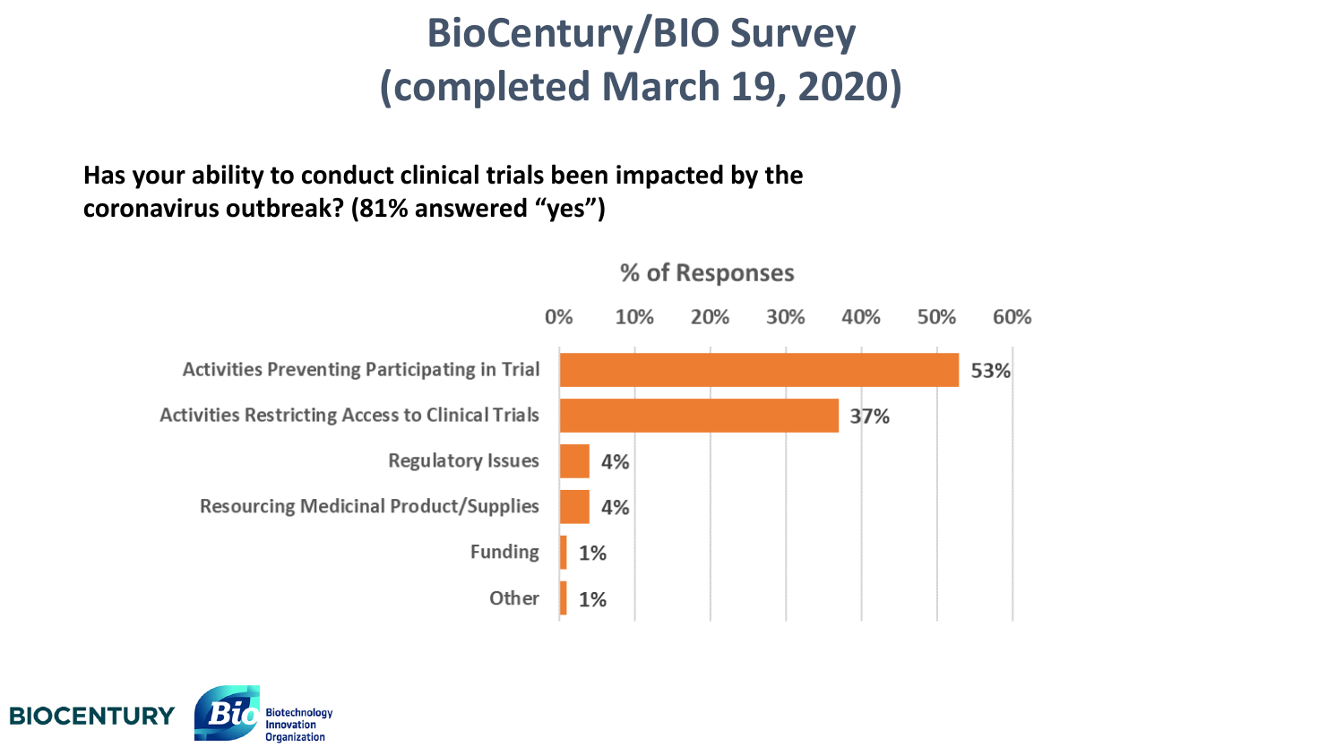# BioCentury/BIO Survey (completed March 19, 2020)

**Has your ability to conduct clinical trials been impacted by the coronavirus outbreak? (81% answered "yes")**

| | % of Responses |
| --- | --- |
| Activities Preventing Participating in Trial | 53% |
| Activities Restricting Access to Clinical Trials | 37% |
| Regulatory Issues | 4% |
| Resourcing Medicinal Product/Supplies | 4% |
| Funding | 1% |
| Other | 1% |

BIOCENTURY

Bio Biotechnology Innovation Organization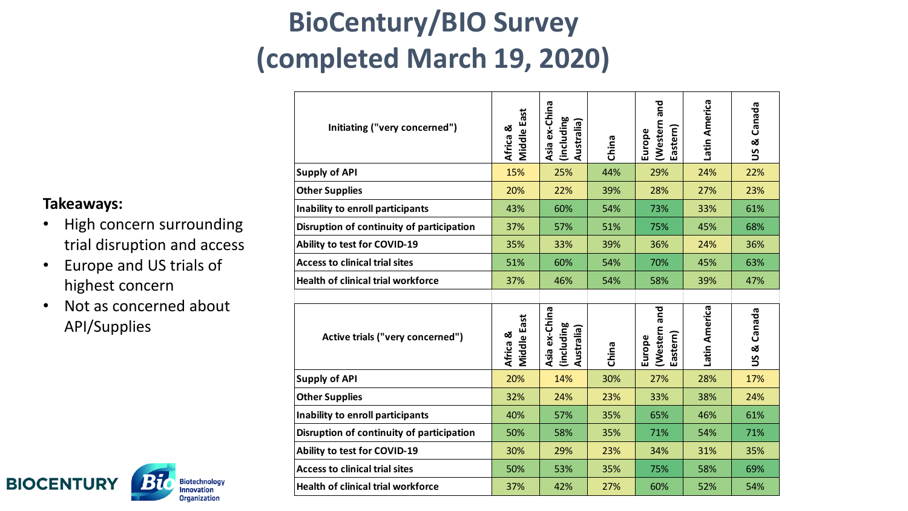# BioCentury/BIO Survey (completed March 19, 2020)

**Takeaways:**

- High concern surrounding trial disruption and access
- Europe and US trials of highest concern
- Not as concerned about API/Supplies

| Initiating ("very concerned") | Africa & Middle East | Asia ex-China (including Australia) | China | Europe (Western and Eastern) | Latin America | US & Canada |
|---|---|---|---|---|---|---|
| Supply of API | 15% | 25% | 44% | 29% | 24% | 22% |
| Other Supplies | 20% | 22% | 39% | 28% | 27% | 23% |
| Inability to enroll participants | 43% | 60% | 54% | 73% | 33% | 61% |
| Disruption of continuity of participation | 37% | 57% | 51% | 75% | 45% | 68% |
| Ability to test for COVID-19 | 35% | 33% | 39% | 36% | 24% | 36% |
| Access to clinical trial sites | 51% | 60% | 54% | 70% | 45% | 63% |
| Health of clinical trial workforce | 37% | 46% | 54% | 58% | 39% | 47% |

| Active trials ("very concerned") | Africa & Middle East | Asia ex-China (including Australia) | China | Europe (Western and Eastern) | Latin America | US & Canada |
|---|---|---|---|---|---|---|
| Supply of API | 20% | 14% | 30% | 27% | 28% | 17% |
| Other Supplies | 32% | 24% | 23% | 33% | 38% | 24% |
| Inability to enroll participants | 40% | 57% | 35% | 65% | 46% | 61% |
| Disruption of continuity of participation | 50% | 58% | 35% | 71% | 54% | 71% |
| Ability to test for COVID-19 | 30% | 29% | 23% | 34% | 31% | 35% |
| Access to clinical trial sites | 50% | 53% | 35% | 75% | 58% | 69% |
| Health of clinical trial workforce | 37% | 42% | 27% | 60% | 52% | 54% |

BIOCENTURY | Bio Biotechnology Innovation Organization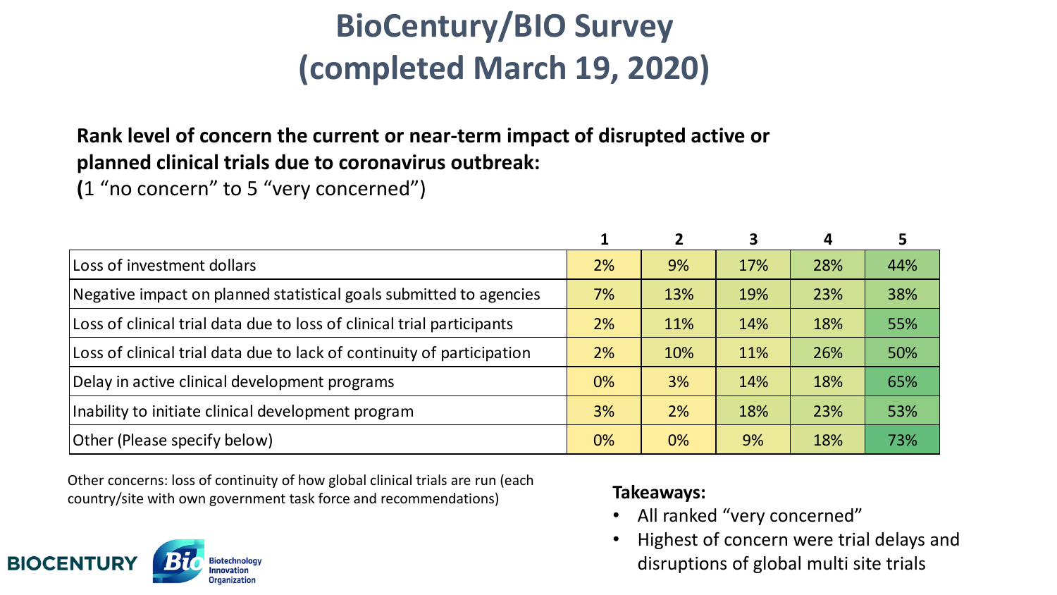# BioCentury/BIO Survey (completed March 19, 2020)

**Rank level of concern the current or near-term impact of disrupted active or planned clinical trials due to coronavirus outbreak:**
**(**1 "no concern" to 5 "very concerned")

| | 1 | 2 | 3 | 4 | 5 |
|---|---|---|---|---|---|
| Loss of investment dollars | 2% | 9% | 17% | 28% | 44% |
| Negative impact on planned statistical goals submitted to agencies | 7% | 13% | 19% | 23% | 38% |
| Loss of clinical trial data due to loss of clinical trial participants | 2% | 11% | 14% | 18% | 55% |
| Loss of clinical trial data due to lack of continuity of participation | 2% | 10% | 11% | 26% | 50% |
| Delay in active clinical development programs | 0% | 3% | 14% | 18% | 65% |
| Inability to initiate clinical development program | 3% | 2% | 18% | 23% | 53% |
| Other (Please specify below) | 0% | 0% | 9% | 18% | 73% |

Other concerns: loss of continuity of how global clinical trials are run (each country/site with own government task force and recommendations)

**Takeaways:**

- All ranked "very concerned"
- Highest of concern were trial delays and disruptions of global multi site trials

BIOCENTURY | Bio Biotechnology Innovation Organization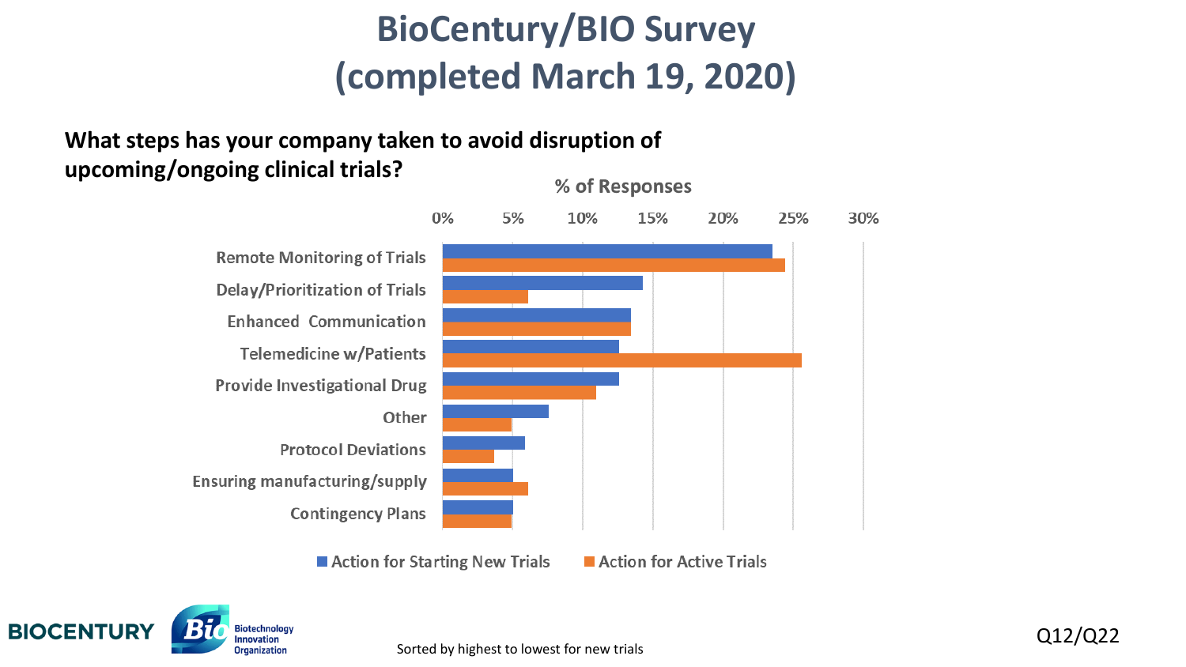# BioCentury/BIO Survey (completed March 19, 2020)

**What steps has your company taken to avoid disruption of upcoming/ongoing clinical trials?**

% of Responses

0% 5% 10% 15% 20% 25% 30%

Remote Monitoring of Trials

Delay/Prioritization of Trials

Enhanced Communication

Telemedicine w/Patients

Provide Investigational Drug

Other

Protocol Deviations

Ensuring manufacturing/supply

Contingency Plans

■ Action for Starting New Trials ■ Action for Active Trials

Sorted by highest to lowest for new trials

Q12/Q22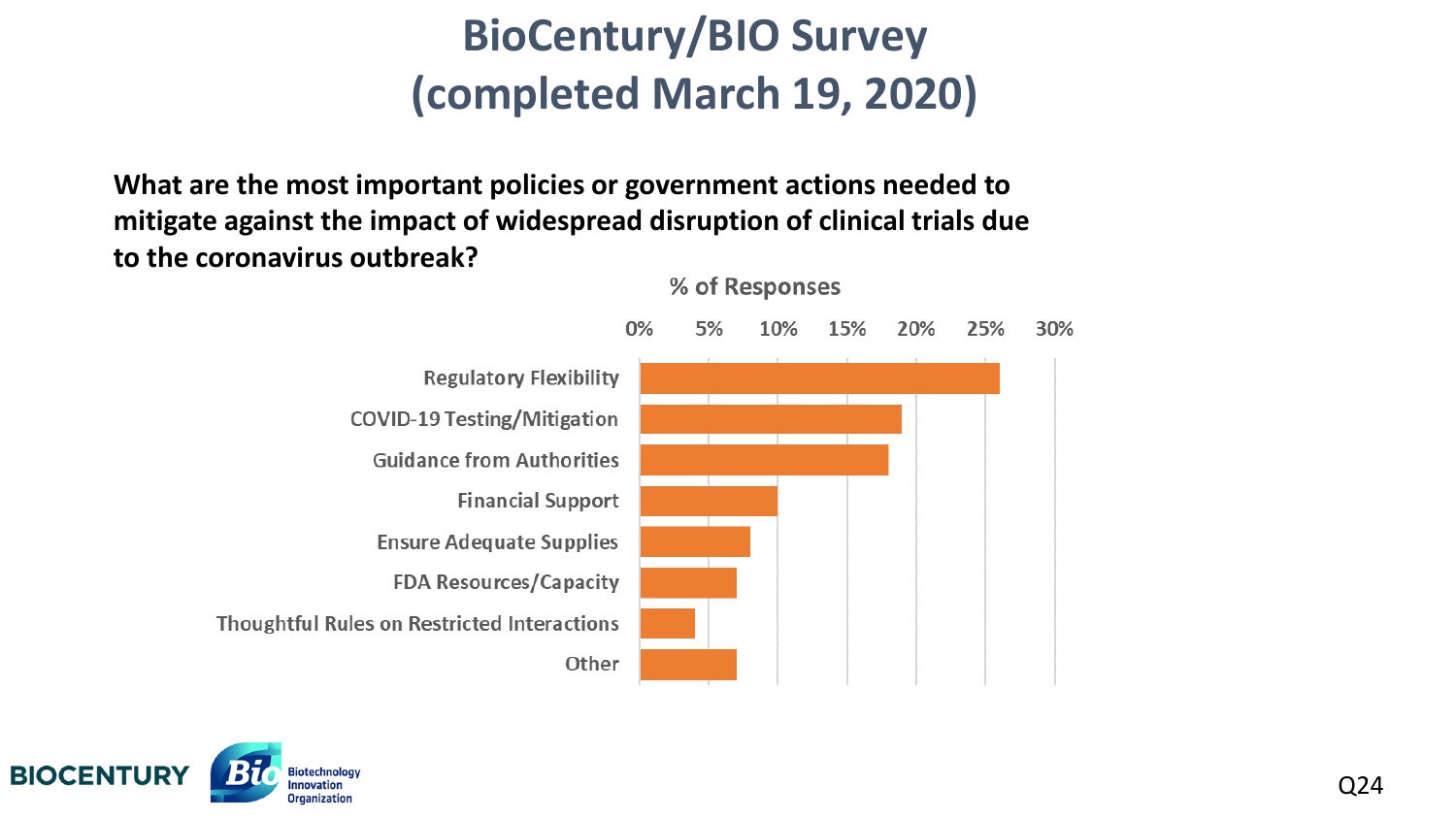# BioCentury/BIO Survey (completed March 19, 2020)

**What are the most important policies or government actions needed to mitigate against the impact of widespread disruption of clinical trials due to the coronavirus outbreak?**

% of Responses

| Response | % of Responses (approx.) |
|---|---|
| Regulatory Flexibility | 26% |
| COVID-19 Testing/Mitigation | 19% |
| Guidance from Authorities | 18% |
| Financial Support | 10% |
| Ensure Adequate Supplies | 8% |
| FDA Resources/Capacity | 7% |
| Thoughtful Rules on Restricted Interactions | 4% |
| Other | 7% |

BIOCENTURY

Biotechnology Innovation Organization

Q24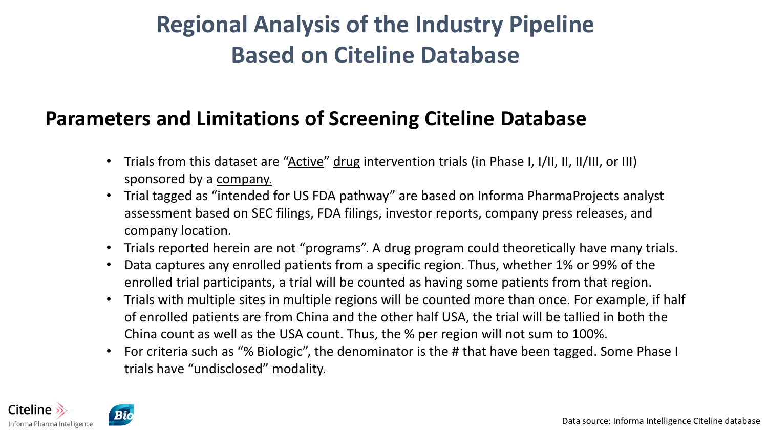# Regional Analysis of the Industry Pipeline Based on Citeline Database

## Parameters and Limitations of Screening Citeline Database

- Trials from this dataset are "Active" drug intervention trials (in Phase I, I/II, II, II/III, or III) sponsored by a company.
- Trial tagged as "intended for US FDA pathway" are based on Informa PharmaProjects analyst assessment based on SEC filings, FDA filings, investor reports, company press releases, and company location.
- Trials reported herein are not "programs". A drug program could theoretically have many trials.
- Data captures any enrolled patients from a specific region. Thus, whether 1% or 99% of the enrolled trial participants, a trial will be counted as having some patients from that region.
- Trials with multiple sites in multiple regions will be counted more than once. For example, if half of enrolled patients are from China and the other half USA, the trial will be tallied in both the China count as well as the USA count. Thus, the % per region will not sum to 100%.
- For criteria such as "% Biologic", the denominator is the # that have been tagged. Some Phase I trials have "undisclosed" modality.

Data source: Informa Intelligence Citeline database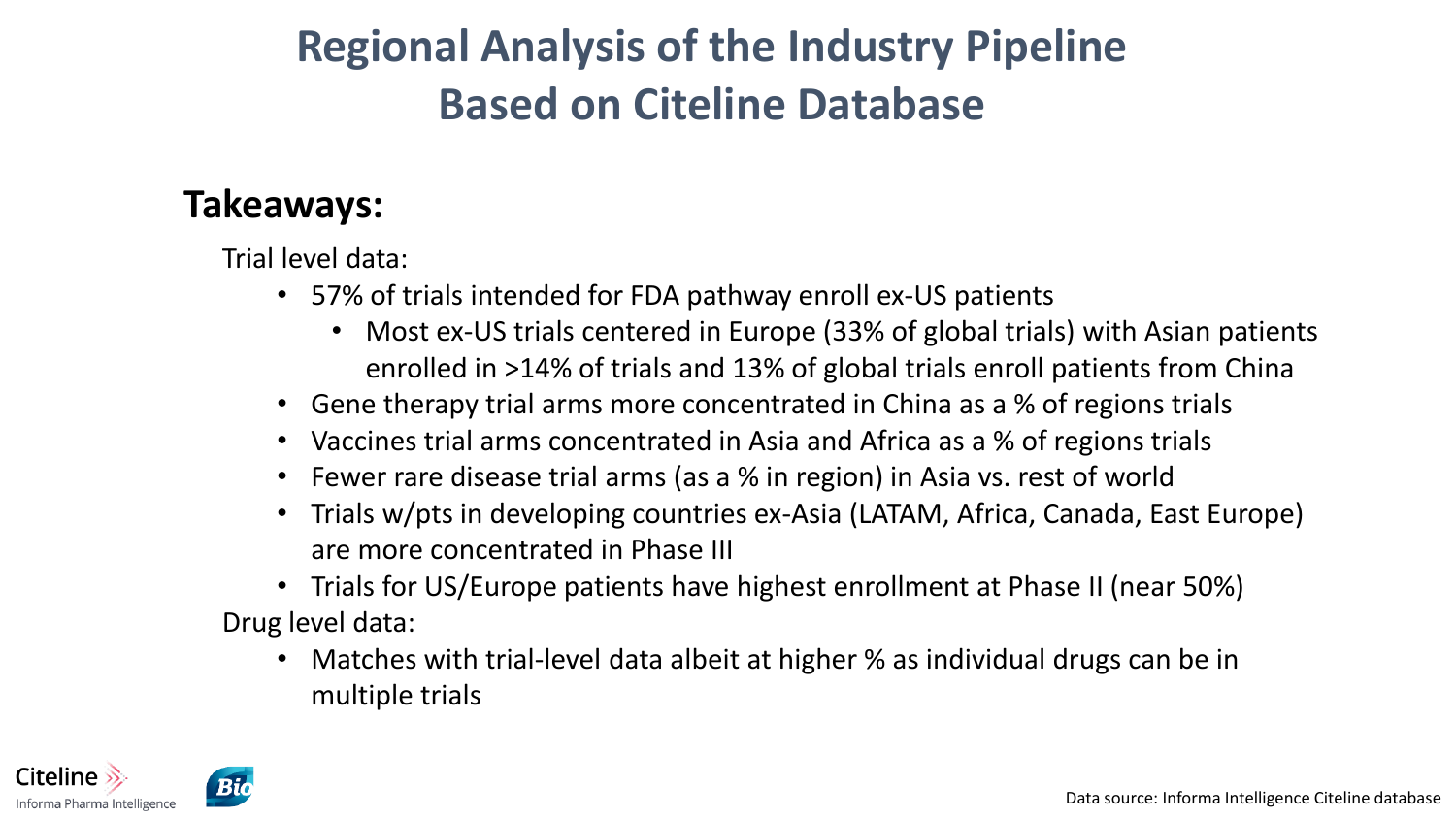# Regional Analysis of the Industry Pipeline Based on Citeline Database

## Takeaways:

Trial level data:

- 57% of trials intended for FDA pathway enroll ex-US patients
  - Most ex-US trials centered in Europe (33% of global trials) with Asian patients enrolled in >14% of trials and 13% of global trials enroll patients from China
- Gene therapy trial arms more concentrated in China as a % of regions trials
- Vaccines trial arms concentrated in Asia and Africa as a % of regions trials
- Fewer rare disease trial arms (as a % in region) in Asia vs. rest of world
- Trials w/pts in developing countries ex-Asia (LATAM, Africa, Canada, East Europe) are more concentrated in Phase III
- Trials for US/Europe patients have highest enrollment at Phase II (near 50%)

Drug level data:

- Matches with trial-level data albeit at higher % as individual drugs can be in multiple trials

Data source: Informa Intelligence Citeline database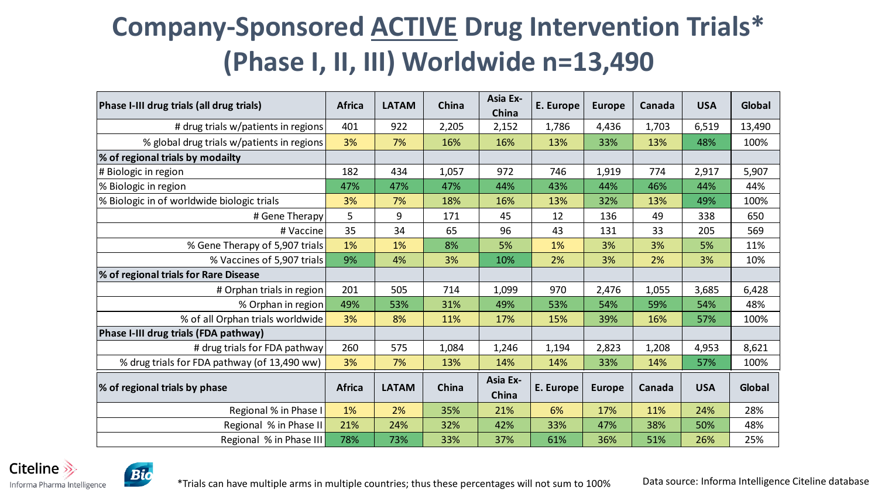# Company-Sponsored ACTIVE Drug Intervention Trials* (Phase I, II, III) Worldwide n=13,490

| Phase I-III drug trials (all drug trials) | Africa | LATAM | China | Asia Ex-China | E. Europe | Europe | Canada | USA | Global |
|---|---|---|---|---|---|---|---|---|---|
| # drug trials w/patients in regions | 401 | 922 | 2,205 | 2,152 | 1,786 | 4,436 | 1,703 | 6,519 | 13,490 |
| % global drug trials w/patients in regions | 3% | 7% | 16% | 16% | 13% | 33% | 13% | 48% | 100% |
| **% of regional trials by modailty** | | | | | | | | | |
| # Biologic in region | 182 | 434 | 1,057 | 972 | 746 | 1,919 | 774 | 2,917 | 5,907 |
| % Biologic in region | 47% | 47% | 47% | 44% | 43% | 44% | 46% | 44% | 44% |
| % Biologic in of worldwide biologic trials | 3% | 7% | 18% | 16% | 13% | 32% | 13% | 49% | 100% |
| # Gene Therapy | 5 | 9 | 171 | 45 | 12 | 136 | 49 | 338 | 650 |
| # Vaccine | 35 | 34 | 65 | 96 | 43 | 131 | 33 | 205 | 569 |
| % Gene Therapy of 5,907 trials | 1% | 1% | 8% | 5% | 1% | 3% | 3% | 5% | 11% |
| % Vaccines of 5,907 trials | 9% | 4% | 3% | 10% | 2% | 3% | 2% | 3% | 10% |
| **% of regional trials for Rare Disease** | | | | | | | | | |
| # Orphan trials in region | 201 | 505 | 714 | 1,099 | 970 | 2,476 | 1,055 | 3,685 | 6,428 |
| % Orphan in region | 49% | 53% | 31% | 49% | 53% | 54% | 59% | 54% | 48% |
| % of all Orphan trials worldwide | 3% | 8% | 11% | 17% | 15% | 39% | 16% | 57% | 100% |
| **Phase I-III drug trials (FDA pathway)** | | | | | | | | | |
| # drug trials for FDA pathway | 260 | 575 | 1,084 | 1,246 | 1,194 | 2,823 | 1,208 | 4,953 | 8,621 |
| % drug trials for FDA pathway (of 13,490 ww) | 3% | 7% | 13% | 14% | 14% | 33% | 14% | 57% | 100% |
| **% of regional trials by phase** | **Africa** | **LATAM** | **China** | **Asia Ex-China** | **E. Europe** | **Europe** | **Canada** | **USA** | **Global** |
| Regional % in Phase I | 1% | 2% | 35% | 21% | 6% | 17% | 11% | 24% | 28% |
| Regional % in Phase II | 21% | 24% | 32% | 42% | 33% | 47% | 38% | 50% | 48% |
| Regional % in Phase III | 78% | 73% | 33% | 37% | 61% | 36% | 51% | 26% | 25% |

*Trials can have multiple arms in multiple countries; thus these percentages will not sum to 100%

Data source: Informa Intelligence Citeline database

Citeline Informa Pharma Intelligence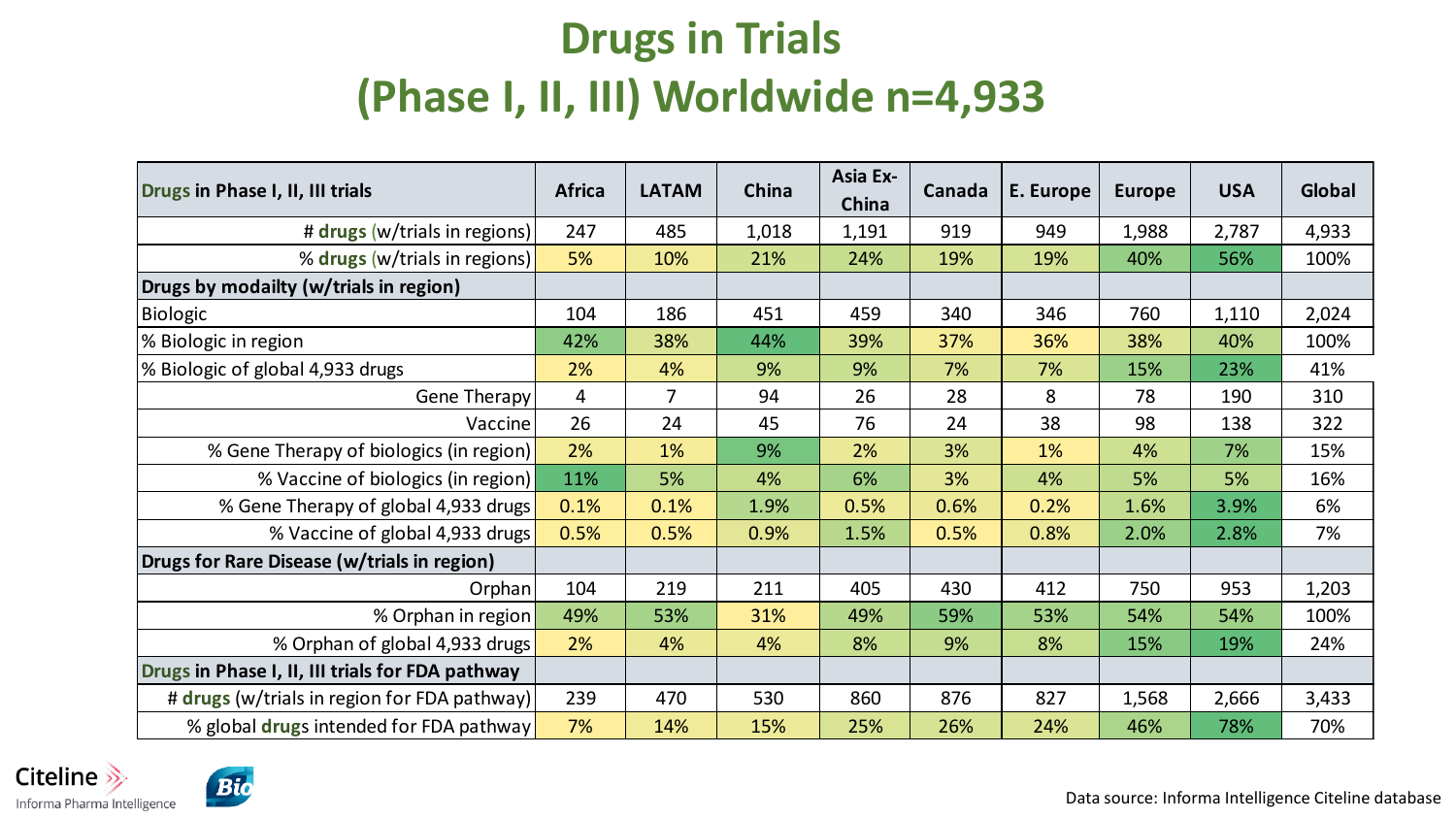# Drugs in Trials
# (Phase I, II, III) Worldwide n=4,933

| Drugs in Phase I, II, III trials | Africa | LATAM | China | Asia Ex-China | Canada | E. Europe | Europe | USA | Global |
|---|---|---|---|---|---|---|---|---|---|
| # drugs (w/trials in regions) | 247 | 485 | 1,018 | 1,191 | 919 | 949 | 1,988 | 2,787 | 4,933 |
| % drugs (w/trials in regions) | 5% | 10% | 21% | 24% | 19% | 19% | 40% | 56% | 100% |
| **Drugs by modailty (w/trials in region)** | | | | | | | | | |
| Biologic | 104 | 186 | 451 | 459 | 340 | 346 | 760 | 1,110 | 2,024 |
| % Biologic in region | 42% | 38% | 44% | 39% | 37% | 36% | 38% | 40% | 100% |
| % Biologic of global 4,933 drugs | 2% | 4% | 9% | 9% | 7% | 7% | 15% | 23% | 41% |
| Gene Therapy | 4 | 7 | 94 | 26 | 28 | 8 | 78 | 190 | 310 |
| Vaccine | 26 | 24 | 45 | 76 | 24 | 38 | 98 | 138 | 322 |
| % Gene Therapy of biologics (in region) | 2% | 1% | 9% | 2% | 3% | 1% | 4% | 7% | 15% |
| % Vaccine of biologics (in region) | 11% | 5% | 4% | 6% | 3% | 4% | 5% | 5% | 16% |
| % Gene Therapy of global 4,933 drugs | 0.1% | 0.1% | 1.9% | 0.5% | 0.6% | 0.2% | 1.6% | 3.9% | 6% |
| % Vaccine of global 4,933 drugs | 0.5% | 0.5% | 0.9% | 1.5% | 0.5% | 0.8% | 2.0% | 2.8% | 7% |
| **Drugs for Rare Disease (w/trials in region)** | | | | | | | | | |
| Orphan | 104 | 219 | 211 | 405 | 430 | 412 | 750 | 953 | 1,203 |
| % Orphan in region | 49% | 53% | 31% | 49% | 59% | 53% | 54% | 54% | 100% |
| % Orphan of global 4,933 drugs | 2% | 4% | 4% | 8% | 9% | 8% | 15% | 19% | 24% |
| **Drugs in Phase I, II, III trials for FDA pathway** | | | | | | | | | |
| # drugs (w/trials in region for FDA pathway) | 239 | 470 | 530 | 860 | 876 | 827 | 1,568 | 2,666 | 3,433 |
| % global drugs intended for FDA pathway | 7% | 14% | 15% | 25% | 26% | 24% | 46% | 78% | 70% |

Citeline Informa Pharma Intelligence

Bio

Data source: Informa Intelligence Citeline database